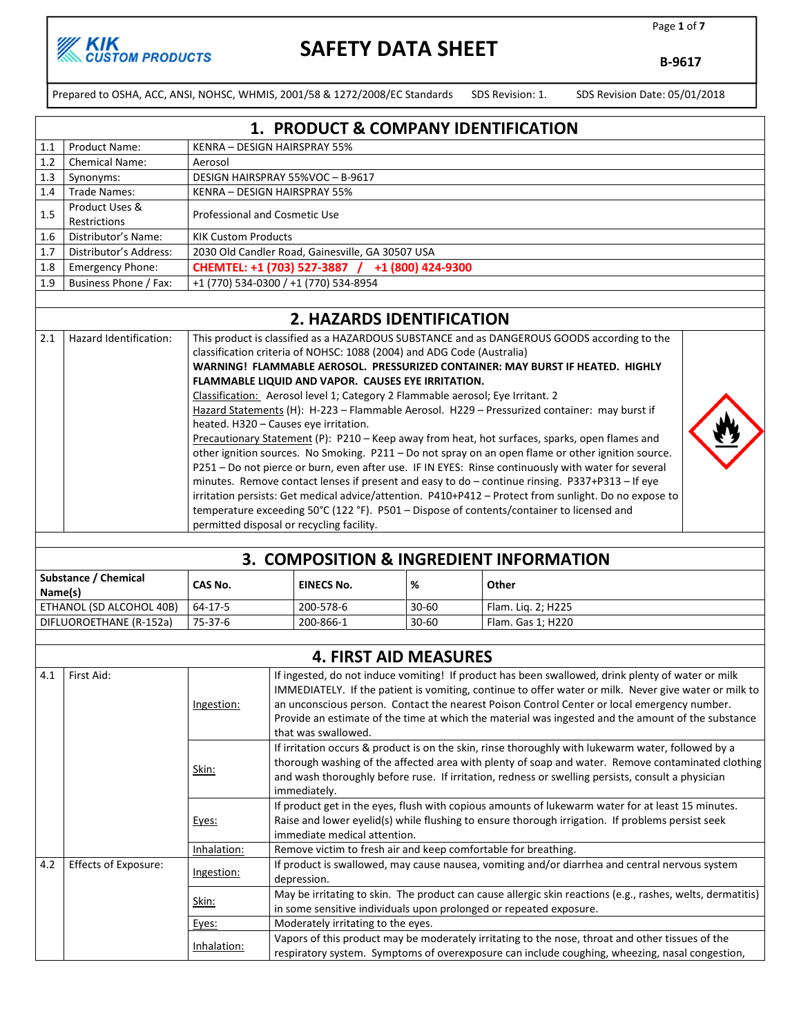# SAFETY DATA SHEET

**B-9617**

KIK CUSTOM PRODUCTS

Prepared to OSHA, ACC, ANSI, NOHSC, WHMIS, 2001/58 & 1272/2008/EC Standards    SDS Revision: 1.    SDS Revision Date: 05/01/2018

## 1. PRODUCT & COMPANY IDENTIFICATION

| | | |
|---|---|---|
| 1.1 | Product Name: | KENRA – DESIGN HAIRSPRAY 55% |
| 1.2 | Chemical Name: | Aerosol |
| 1.3 | Synonyms: | DESIGN HAIRSPRAY 55%VOC – B-9617 |
| 1.4 | Trade Names: | KENRA – DESIGN HAIRSPRAY 55% |
| 1.5 | Product Uses & Restrictions | Professional and Cosmetic Use |
| 1.6 | Distributor's Name: | KIK Custom Products |
| 1.7 | Distributor's Address: | 2030 Old Candler Road, Gainesville, GA 30507 USA |
| 1.8 | Emergency Phone: | **CHEMTEL: +1 (703) 527-3887 / +1 (800) 424-9300** |
| 1.9 | Business Phone / Fax: | +1 (770) 534-0300 / +1 (770) 534-8954 |

## 2. HAZARDS IDENTIFICATION

**2.1 Hazard Identification:**

This product is classified as a HAZARDOUS SUBSTANCE and as DANGEROUS GOODS according to the classification criteria of NOHSC: 1088 (2004) and ADG Code (Australia)

**WARNING! FLAMMABLE AEROSOL. PRESSURIZED CONTAINER: MAY BURST IF HEATED. HIGHLY FLAMMABLE LIQUID AND VAPOR. CAUSES EYE IRRITATION.**

Classification: Aerosol level 1; Category 2 Flammable aerosol; Eye Irritant. 2

Hazard Statements (H): H-223 – Flammable Aerosol. H229 – Pressurized container: may burst if heated. H320 – Causes eye irritation.

Precautionary Statement (P): P210 – Keep away from heat, hot surfaces, sparks, open flames and other ignition sources. No Smoking. P211 – Do not spray on an open flame or other ignition source. P251 – Do not pierce or burn, even after use. IF IN EYES: Rinse continuously with water for several minutes. Remove contact lenses if present and easy to do – continue rinsing. P337+P313 – If eye irritation persists: Get medical advice/attention. P410+P412 – Protect from sunlight. Do no expose to temperature exceeding 50°C (122 °F). P501 – Dispose of contents/container to licensed and permitted disposal or recycling facility.

## 3. COMPOSITION & INGREDIENT INFORMATION

| Substance / Chemical Name(s) | CAS No. | EINECS No. | % | Other |
|---|---|---|---|---|
| ETHANOL (SD ALCOHOL 40B) | 64-17-5 | 200-578-6 | 30-60 | Flam. Liq. 2; H225 |
| DIFLUOROETHANE (R-152a) | 75-37-6 | 200-866-1 | 30-60 | Flam. Gas 1; H220 |

## 4. FIRST AID MEASURES

| | | | |
|---|---|---|---|
| 4.1 | First Aid: | Ingestion: | If ingested, do not induce vomiting! If product has been swallowed, drink plenty of water or milk IMMEDIATELY. If the patient is vomiting, continue to offer water or milk. Never give water or milk to an unconscious person. Contact the nearest Poison Control Center or local emergency number. Provide an estimate of the time at which the material was ingested and the amount of the substance that was swallowed. |
| | | Skin: | If irritation occurs & product is on the skin, rinse thoroughly with lukewarm water, followed by a thorough washing of the affected area with plenty of soap and water. Remove contaminated clothing and wash thoroughly before ruse. If irritation, redness or swelling persists, consult a physician immediately. |
| | | Eyes: | If product get in the eyes, flush with copious amounts of lukewarm water for at least 15 minutes. Raise and lower eyelid(s) while flushing to ensure thorough irrigation. If problems persist seek immediate medical attention. |
| | | Inhalation: | Remove victim to fresh air and keep comfortable for breathing. |
| 4.2 | Effects of Exposure: | Ingestion: | If product is swallowed, may cause nausea, vomiting and/or diarrhea and central nervous system depression. |
| | | Skin: | May be irritating to skin. The product can cause allergic skin reactions (e.g., rashes, welts, dermatitis) in some sensitive individuals upon prolonged or repeated exposure. |
| | | Eyes: | Moderately irritating to the eyes. |
| | | Inhalation: | Vapors of this product may be moderately irritating to the nose, throat and other tissues of the respiratory system. Symptoms of overexposure can include coughing, wheezing, nasal congestion, |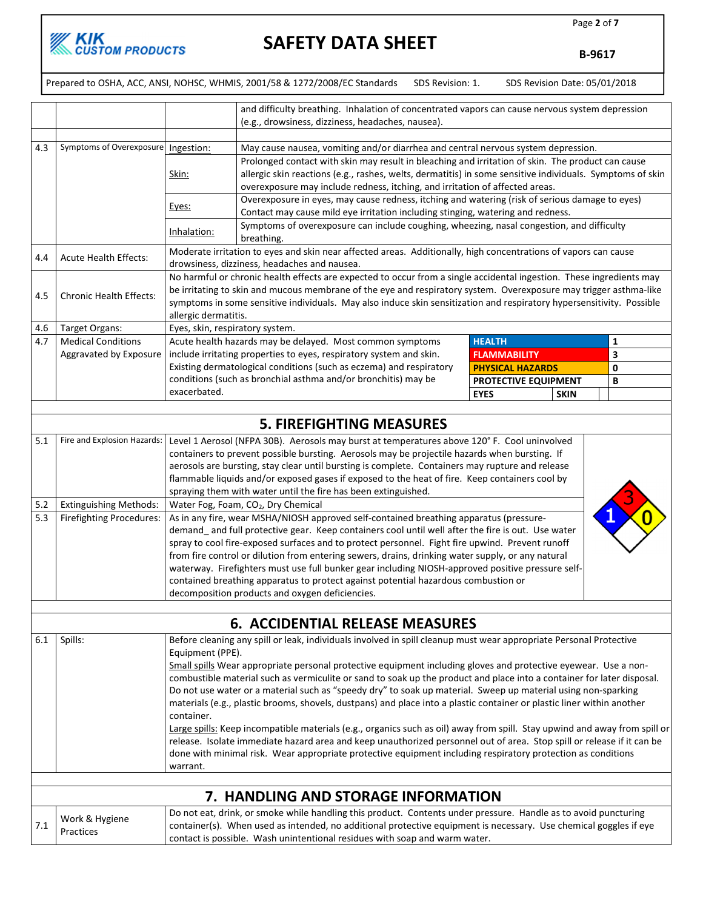| | | | |
|---|---|---|---|
| | | | and difficulty breathing. Inhalation of concentrated vapors can cause nervous system depression (e.g., drowsiness, dizziness, headaches, nausea). |
| 4.3 | Symptoms of Overexposure | Ingestion: | May cause nausea, vomiting and/or diarrhea and central nervous system depression. |
| | | Skin: | Prolonged contact with skin may result in bleaching and irritation of skin. The product can cause allergic skin reactions (e.g., rashes, welts, dermatitis) in some sensitive individuals. Symptoms of skin overexposure may include redness, itching, and irritation of affected areas. |
| | | Eyes: | Overexposure in eyes, may cause redness, itching and watering (risk of serious damage to eyes) Contact may cause mild eye irritation including stinging, watering and redness. |
| | | Inhalation: | Symptoms of overexposure can include coughing, wheezing, nasal congestion, and difficulty breathing. |
| 4.4 | Acute Health Effects: | Moderate irritation to eyes and skin near affected areas. Additionally, high concentrations of vapors can cause drowsiness, dizziness, headaches and nausea. | |
| 4.5 | Chronic Health Effects: | No harmful or chronic health effects are expected to occur from a single accidental ingestion. These ingredients may be irritating to skin and mucous membrane of the eye and respiratory system. Overexposure may trigger asthma-like symptoms in some sensitive individuals. May also induce skin sensitization and respiratory hypersensitivity. Possible allergic dermatitis. | |
| 4.6 | Target Organs: | Eyes, skin, respiratory system. | |
| 4.7 | Medical Conditions Aggravated by Exposure | Acute health hazards may be delayed. Most common symptoms include irritating properties to eyes, respiratory system and skin. Existing dermatological conditions (such as eczema) and respiratory conditions (such as bronchial asthma and/or bronchitis) may be exacerbated. | |

| | |
|---|---|
| HEALTH | 1 |
| FLAMMABILITY | 3 |
| PHYSICAL HAZARDS | 0 |
| PROTECTIVE EQUIPMENT | B |
| EYES | SKIN |

## 5. FIREFIGHTING MEASURES

| | | |
|---|---|---|
| 5.1 | Fire and Explosion Hazards: | Level 1 Aerosol (NFPA 30B). Aerosols may burst at temperatures above 120˚ F. Cool uninvolved containers to prevent possible bursting. Aerosols may be projectile hazards when bursting. If aerosols are bursting, stay clear until bursting is complete. Containers may rupture and release flammable liquids and/or exposed gases if exposed to the heat of fire. Keep containers cool by spraying them with water until the fire has been extinguished. |
| 5.2 | Extinguishing Methods: | Water Fog, Foam, $CO_2$, Dry Chemical |
| 5.3 | Firefighting Procedures: | As in any fire, wear MSHA/NIOSH approved self-contained breathing apparatus (pressure-demand_ and full protective gear. Keep containers cool until well after the fire is out. Use water spray to cool fire-exposed surfaces and to protect personnel. Fight fire upwind. Prevent runoff from fire control or dilution from entering sewers, drains, drinking water supply, or any natural waterway. Firefighters must use full bunker gear including NIOSH-approved positive pressure self-contained breathing apparatus to protect against potential hazardous combustion or decomposition products and oxygen deficiencies. |

NFPA: Health 1, Flammability 3, Instability 0

## 6. ACCIDENTAL RELEASE MEASURES

| | | |
|---|---|---|
| 6.1 | Spills: | Before cleaning any spill or leak, individuals involved in spill cleanup must wear appropriate Personal Protective Equipment (PPE).<br>Small spills Wear appropriate personal protective equipment including gloves and protective eyewear. Use a non-combustible material such as vermiculite or sand to soak up the product and place into a container for later disposal. Do not use water or a material such as "speedy dry" to soak up material. Sweep up material using non-sparking materials (e.g., plastic brooms, shovels, dustpans) and place into a plastic container or plastic liner within another container.<br>Large spills: Keep incompatible materials (e.g., organics such as oil) away from spill. Stay upwind and away from spill or release. Isolate immediate hazard area and keep unauthorized personnel out of area. Stop spill or release if it can be done with minimal risk. Wear appropriate protective equipment including respiratory protection as conditions warrant. |

## 7. HANDLING AND STORAGE INFORMATION

| | | |
|---|---|---|
| 7.1 | Work & Hygiene Practices | Do not eat, drink, or smoke while handling this product. Contents under pressure. Handle as to avoid puncturing container(s). When used as intended, no additional protective equipment is necessary. Use chemical goggles if eye contact is possible. Wash unintentional residues with soap and warm water. |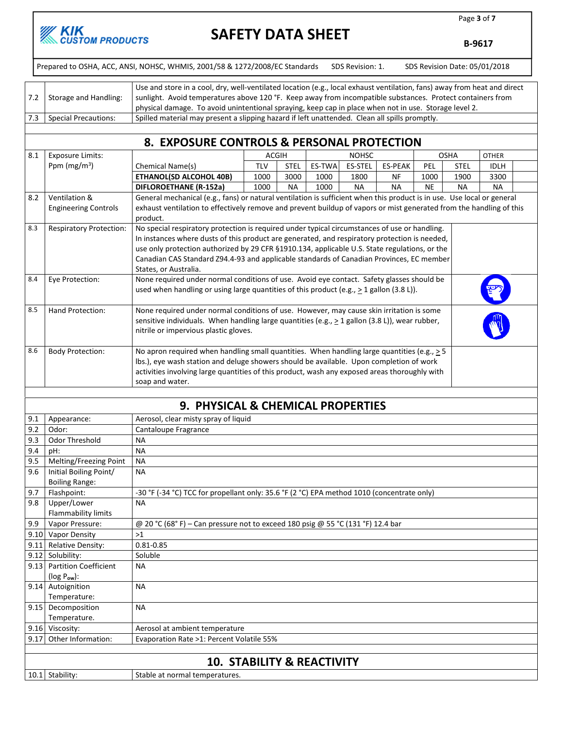| | | |
|---|---|---|
| 7.2 | Storage and Handling: | Use and store in a cool, dry, well-ventilated location (e.g., local exhaust ventilation, fans) away from heat and direct sunlight. Avoid temperatures above 120 °F. Keep away from incompatible substances. Protect containers from physical damage. To avoid unintentional spraying, keep cap in place when not in use. Storage level 2. |
| 7.3 | Special Precautions: | Spilled material may present a slipping hazard if left unattended. Clean all spills promptly. |

## 8. EXPOSURE CONTROLS & PERSONAL PROTECTION

**8.1 Exposure Limits: Ppm (mg/m³)**

| Chemical Name(s) | ACGIH | | NOHSC | | | OSHA | | OTHER |
|---|---|---|---|---|---|---|---|---|
| | TLV | STEL | ES-TWA | ES-STEL | ES-PEAK | PEL | STEL | IDLH |
| **ETHANOL(SD ALCOHOL 40B)** | 1000 | 3000 | 1000 | 1800 | NF | 1000 | 1900 | 3300 |
| **DIFLOROETHANE (R-152a)** | 1000 | NA | 1000 | NA | NA | NE | NA | NA |

| | | |
|---|---|---|
| 8.2 | Ventilation & Engineering Controls | General mechanical (e.g., fans) or natural ventilation is sufficient when this product is in use. Use local or general exhaust ventilation to effectively remove and prevent buildup of vapors or mist generated from the handling of this product. |
| 8.3 | Respiratory Protection: | No special respiratory protection is required under typical circumstances of use or handling. In instances where dusts of this product are generated, and respiratory protection is needed, use only protection authorized by 29 CFR §1910.134, applicable U.S. State regulations, or the Canadian CAS Standard Z94.4-93 and applicable standards of Canadian Provinces, EC member States, or Australia. |
| 8.4 | Eye Protection: | None required under normal conditions of use. Avoid eye contact. Safety glasses should be used when handling or using large quantities of this product (e.g., ≥ 1 gallon (3.8 L)). |
| 8.5 | Hand Protection: | None required under normal conditions of use. However, may cause skin irritation is some sensitive individuals. When handling large quantities (e.g., ≥ 1 gallon (3.8 L)), wear rubber, nitrile or impervious plastic gloves. |
| 8.6 | Body Protection: | No apron required when handling small quantities. When handling large quantities (e.g., ≥ 5 lbs.), eye wash station and deluge showers should be available. Upon completion of work activities involving large quantities of this product, wash any exposed areas thoroughly with soap and water. |

## 9. PHYSICAL & CHEMICAL PROPERTIES

| | | |
|---|---|---|
| 9.1 | Appearance: | Aerosol, clear misty spray of liquid |
| 9.2 | Odor: | Cantaloupe Fragrance |
| 9.3 | Odor Threshold | NA |
| 9.4 | pH: | NA |
| 9.5 | Melting/Freezing Point | NA |
| 9.6 | Initial Boiling Point/ Boiling Range: | NA |
| 9.7 | Flashpoint: | -30 °F (-34 °C) TCC for propellant only: 35.6 °F (2 °C) EPA method 1010 (concentrate only) |
| 9.8 | Upper/Lower Flammability limits | NA |
| 9.9 | Vapor Pressure: | @ 20 °C (68° F) – Can pressure not to exceed 180 psig @ 55 °C (131 °F) 12.4 bar |
| 9.10 | Vapor Density | >1 |
| 9.11 | Relative Density: | 0.81-0.85 |
| 9.12 | Solubility: | Soluble |
| 9.13 | Partition Coefficient (log $P_{ow}$): | NA |
| 9.14 | Autoignition Temperature: | NA |
| 9.15 | Decomposition Temperature. | NA |
| 9.16 | Viscosity: | Aerosol at ambient temperature |
| 9.17 | Other Information: | Evaporation Rate >1: Percent Volatile 55% |

## 10. STABILITY & REACTIVITY

| | | |
|---|---|---|
| 10.1 | Stability: | Stable at normal temperatures. |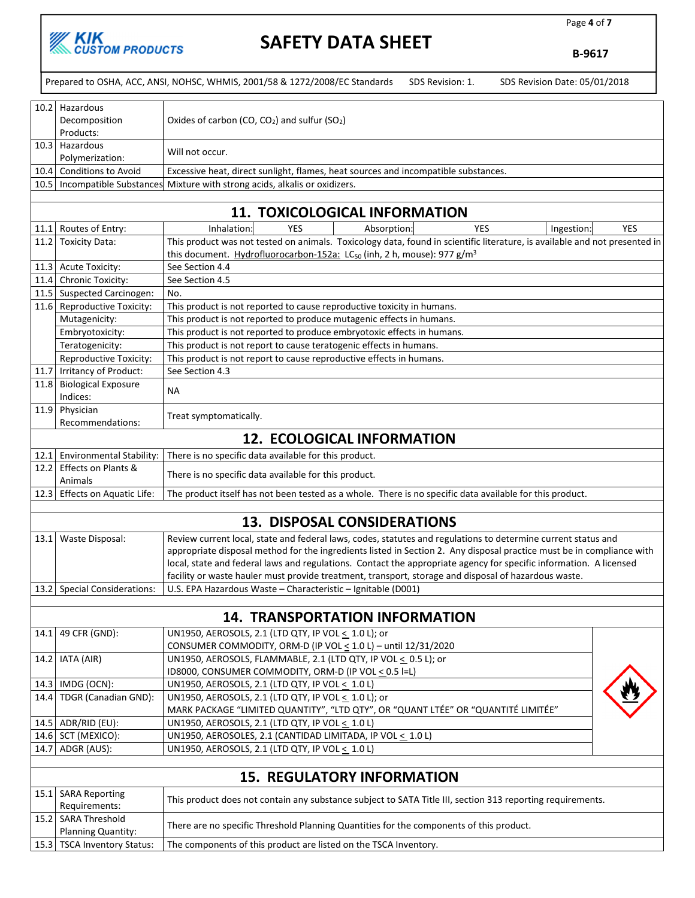| | | |
|---|---|---|
| 10.2 | Hazardous Decomposition Products: | Oxides of carbon (CO, $CO_2$) and sulfur ($SO_2$) |
| 10.3 | Hazardous Polymerization: | Will not occur. |
| 10.4 | Conditions to Avoid | Excessive heat, direct sunlight, flames, heat sources and incompatible substances. |
| 10.5 | Incompatible Substances | Mixture with strong acids, alkalis or oxidizers. |

## 11. TOXICOLOGICAL INFORMATION

| | | |
|---|---|---|
| 11.1 | Routes of Entry: | Inhalation: YES; Absorption: YES; Ingestion: YES |
| 11.2 | Toxicity Data: | This product was not tested on animals. Toxicology data, found in scientific literature, is available and not presented in this document. Hydrofluorocarbon-152a: $LC_{50}$ (inh, 2 h, mouse): 977 g/m$^3$ |
| 11.3 | Acute Toxicity: | See Section 4.4 |
| 11.4 | Chronic Toxicity: | See Section 4.5 |
| 11.5 | Suspected Carcinogen: | No. |
| 11.6 | Reproductive Toxicity: | This product is not reported to cause reproductive toxicity in humans. |
| | Mutagenicity: | This product is not reported to produce mutagenic effects in humans. |
| | Embryotoxicity: | This product is not reported to produce embryotoxic effects in humans. |
| | Teratogenicity: | This product is not report to cause teratogenic effects in humans. |
| | Reproductive Toxicity: | This product is not report to cause reproductive effects in humans. |
| 11.7 | Irritancy of Product: | See Section 4.3 |
| 11.8 | Biological Exposure Indices: | NA |
| 11.9 | Physician Recommendations: | Treat symptomatically. |

## 12. ECOLOGICAL INFORMATION

| | | |
|---|---|---|
| 12.1 | Environmental Stability: | There is no specific data available for this product. |
| 12.2 | Effects on Plants & Animals | There is no specific data available for this product. |
| 12.3 | Effects on Aquatic Life: | The product itself has not been tested as a whole. There is no specific data available for this product. |

## 13. DISPOSAL CONSIDERATIONS

| | | |
|---|---|---|
| 13.1 | Waste Disposal: | Review current local, state and federal laws, codes, statutes and regulations to determine current status and appropriate disposal method for the ingredients listed in Section 2. Any disposal practice must be in compliance with local, state and federal laws and regulations. Contact the appropriate agency for specific information. A licensed facility or waste hauler must provide treatment, transport, storage and disposal of hazardous waste. |
| 13.2 | Special Considerations: | U.S. EPA Hazardous Waste – Characteristic – Ignitable (D001) |

## 14. TRANSPORTATION INFORMATION

| | | |
|---|---|---|
| 14.1 | 49 CFR (GND): | UN1950, AEROSOLS, 2.1 (LTD QTY, IP VOL ≤ 1.0 L); or CONSUMER COMMODITY, ORM-D (IP VOL ≤ 1.0 L) – until 12/31/2020 |
| 14.2 | IATA (AIR) | UN1950, AEROSOLS, FLAMMABLE, 2.1 (LTD QTY, IP VOL ≤ 0.5 L); or ID8000, CONSUMER COMMODITY, ORM-D (IP VOL ≤ 0.5 l=L) |
| 14.3 | IMDG (OCN): | UN1950, AEROSOLS, 2.1 (LTD QTY, IP VOL ≤ 1.0 L) |
| 14.4 | TDGR (Canadian GND): | UN1950, AEROSOLS, 2.1 (LTD QTY, IP VOL ≤ 1.0 L); or MARK PACKAGE "LIMITED QUANTITY", "LTD QTY", OR "QUANT LTÉE" OR "QUANTITÉ LIMITÉE" |
| 14.5 | ADR/RID (EU): | UN1950, AEROSOLS, 2.1 (LTD QTY, IP VOL ≤ 1.0 L) |
| 14.6 | SCT (MEXICO): | UN1950, AEROSOLES, 2.1 (CANTIDAD LIMITADA, IP VOL ≤ 1.0 L) |
| 14.7 | ADGR (AUS): | UN1950, AEROSOLS, 2.1 (LTD QTY, IP VOL ≤ 1.0 L) |

## 15. REGULATORY INFORMATION

| | | |
|---|---|---|
| 15.1 | SARA Reporting Requirements: | This product does not contain any substance subject to SATA Title III, section 313 reporting requirements. |
| 15.2 | SARA Threshold Planning Quantity: | There are no specific Threshold Planning Quantities for the components of this product. |
| 15.3 | TSCA Inventory Status: | The components of this product are listed on the TSCA Inventory. |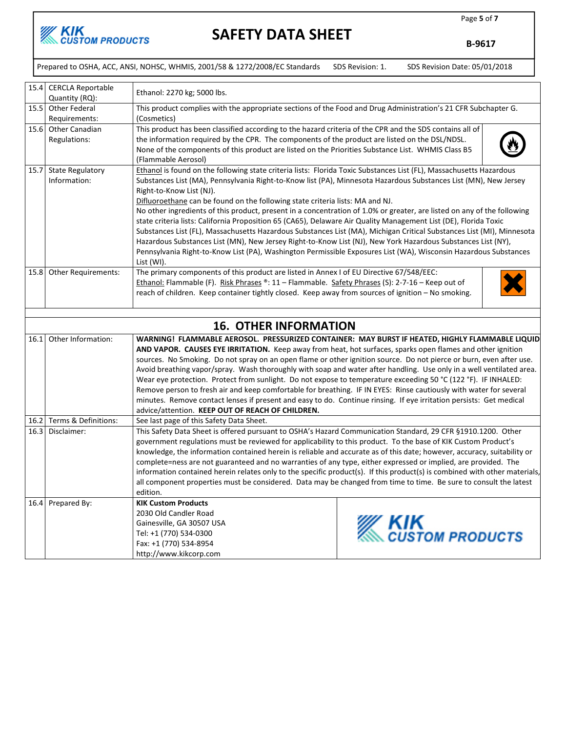| | | |
|---|---|---|
| 15.4 | CERCLA Reportable Quantity (RQ): | Ethanol: 2270 kg; 5000 lbs. |
| 15.5 | Other Federal Requirements: | This product complies with the appropriate sections of the Food and Drug Administration's 21 CFR Subchapter G. (Cosmetics) |
| 15.6 | Other Canadian Regulations: | This product has been classified according to the hazard criteria of the CPR and the SDS contains all of the information required by the CPR. The components of the product are listed on the DSL/NDSL. None of the components of this product are listed on the Priorities Substance List. WHMIS Class B5 (Flammable Aerosol) |
| 15.7 | State Regulatory Information: | Ethanol is found on the following state criteria lists: Florida Toxic Substances List (FL), Massachusetts Hazardous Substances List (MA), Pennsylvania Right-to-Know list (PA), Minnesota Hazardous Substances List (MN), New Jersey Right-to-Know List (NJ).<br>Difluoroethane can be found on the following state criteria lists: MA and NJ.<br>No other ingredients of this product, present in a concentration of 1.0% or greater, are listed on any of the following state criteria lists: California Proposition 65 (CA65), Delaware Air Quality Management List (DE), Florida Toxic Substances List (FL), Massachusetts Hazardous Substances List (MA), Michigan Critical Substances List (MI), Minnesota Hazardous Substances List (MN), New Jersey Right-to-Know List (NJ), New York Hazardous Substances List (NY), Pennsylvania Right-to-Know List (PA), Washington Permissible Exposures List (WA), Wisconsin Hazardous Substances List (WI). |
| 15.8 | Other Requirements: | The primary components of this product are listed in Annex I of EU Directive 67/548/EEC:<br>Ethanol: Flammable (F). Risk Phrases ®: 11 – Flammable. Safety Phrases (S): 2-7-16 – Keep out of reach of children. Keep container tightly closed. Keep away from sources of ignition – No smoking. |

## 16. OTHER INFORMATION

| | | |
|---|---|---|
| 16.1 | Other Information: | **WARNING! FLAMMABLE AEROSOL. PRESSURIZED CONTAINER: MAY BURST IF HEATED, HIGHLY FLAMMABLE LIQUID AND VAPOR. CAUSES EYE IRRITATION.** Keep away from heat, hot surfaces, sparks open flames and other ignition sources. No Smoking. Do not spray on an open flame or other ignition source. Do not pierce or burn, even after use. Avoid breathing vapor/spray. Wash thoroughly with soap and water after handling. Use only in a well ventilated area. Wear eye protection. Protect from sunlight. Do not expose to temperature exceeding 50 °C (122 °F). IF INHALED: Remove person to fresh air and keep comfortable for breathing. IF IN EYES: Rinse cautiously with water for several minutes. Remove contact lenses if present and easy to do. Continue rinsing. If eye irritation persists: Get medical advice/attention. **KEEP OUT OF REACH OF CHILDREN.** |
| 16.2 | Terms & Definitions: | See last page of this Safety Data Sheet. |
| 16.3 | Disclaimer: | This Safety Data Sheet is offered pursuant to OSHA's Hazard Communication Standard, 29 CFR §1910.1200. Other government regulations must be reviewed for applicability to this product. To the base of KIK Custom Product's knowledge, the information contained herein is reliable and accurate as of this date; however, accuracy, suitability or complete=ness are not guaranteed and no warranties of any type, either expressed or implied, are provided. The information contained herein relates only to the specific product(s). If this product(s) is combined with other materials, all component properties must be considered. Data may be changed from time to time. Be sure to consult the latest edition. |
| 16.4 | Prepared By: | **KIK Custom Products**<br>2030 Old Candler Road<br>Gainesville, GA 30507 USA<br>Tel: +1 (770) 534-0300<br>Fax: +1 (770) 534-8954<br>http://www.kikcorp.com |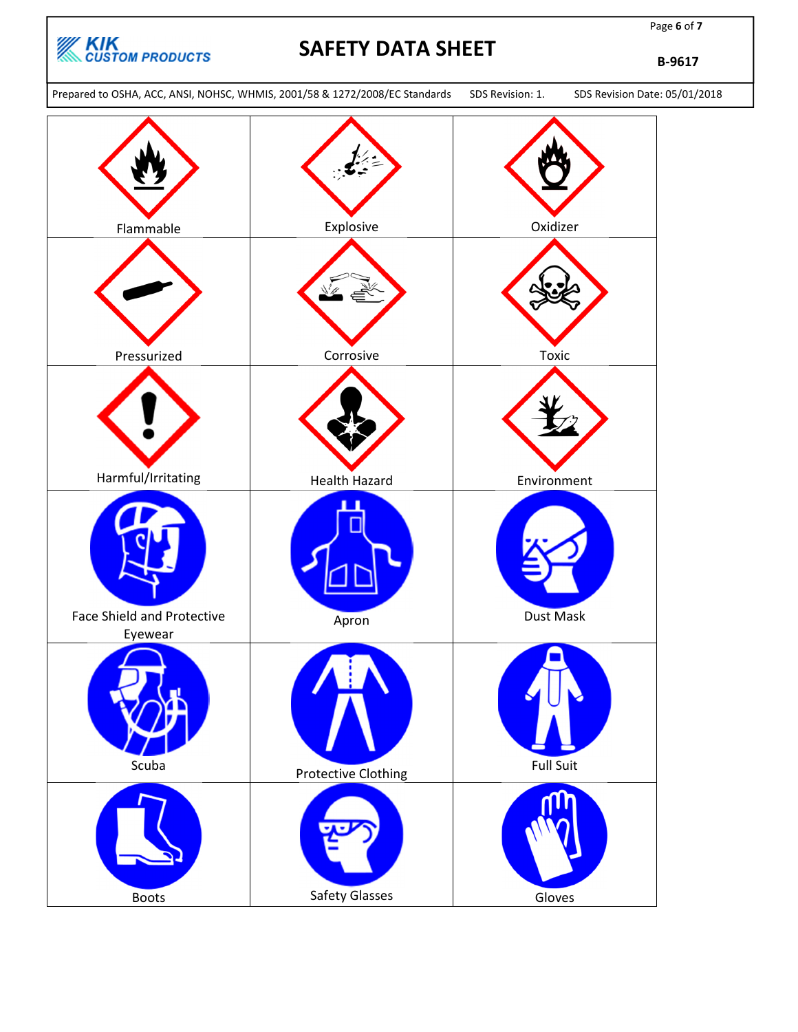| Flammable | Explosive | Oxidizer |
|---|---|---|
| Pressurized | Corrosive | Toxic |
| Harmful/Irritating | Health Hazard | Environment |
| Face Shield and Protective Eyewear | Apron | Dust Mask |
| Scuba | Protective Clothing | Full Suit |
| Boots | Safety Glasses | Gloves |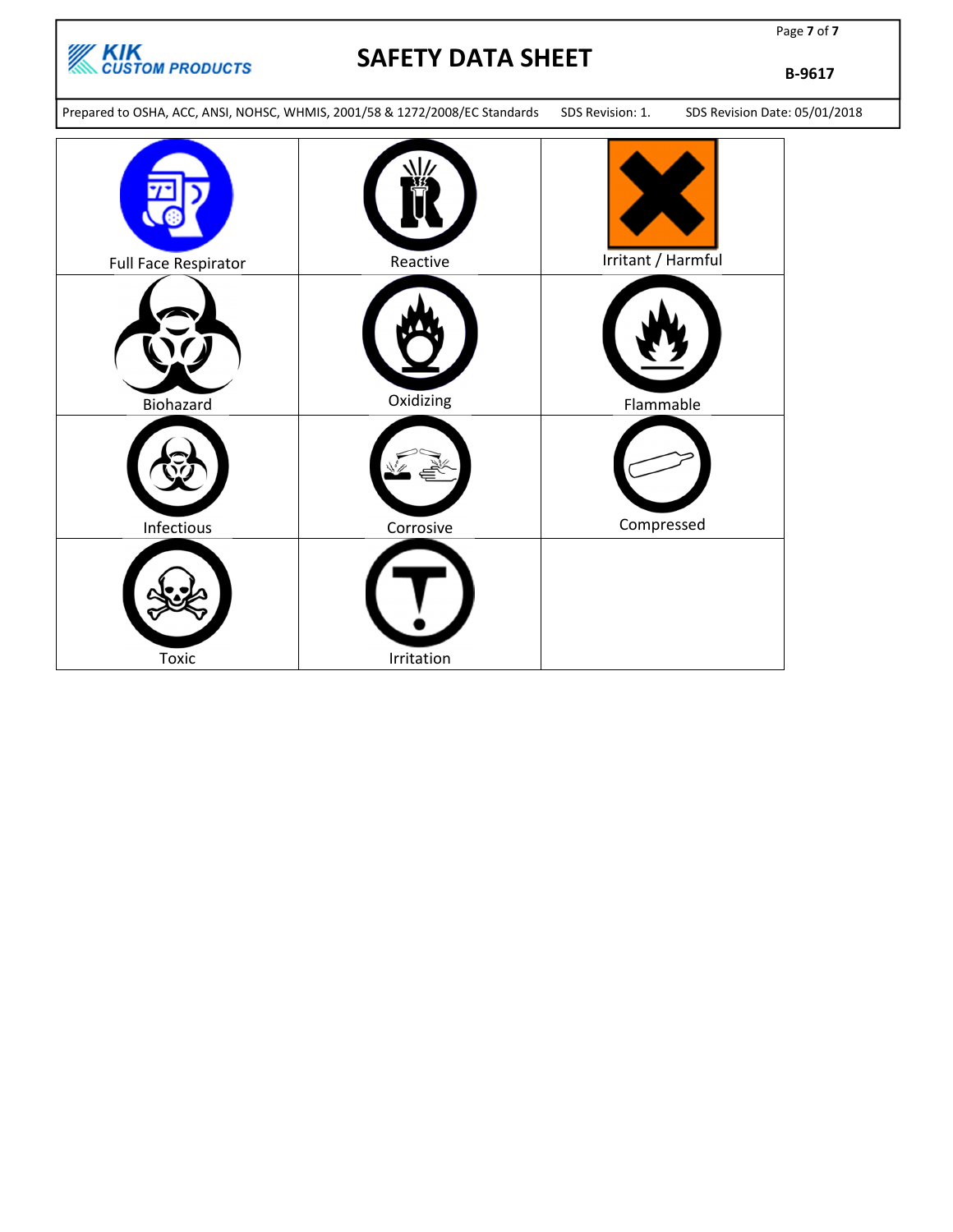| | | |
|---|---|---|
| Full Face Respirator | Reactive | Irritant / Harmful |
| Biohazard | Oxidizing | Flammable |
| Infectious | Corrosive | Compressed |
| Toxic | Irritation | |